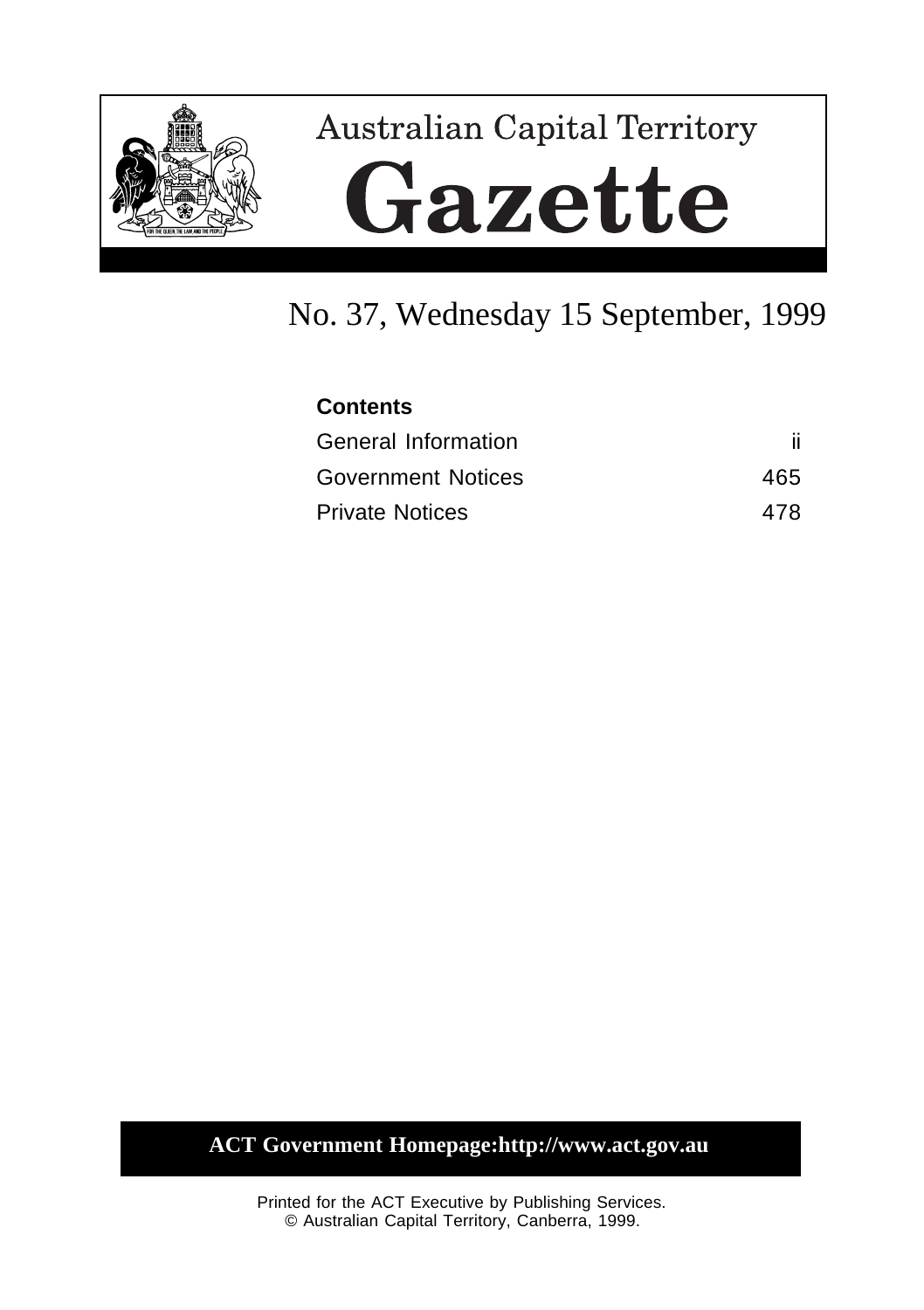# Australian Capital Territory

# Gazette

## No. 37, Wednesday 15 September, 1999

| **Contents** | |
|---|---|
| General Information | ii |
| Government Notices | 465 |
| Private Notices | 478 |

**ACT Government Homepage:http://www.act.gov.au**

Printed for the ACT Executive by Publishing Services.
© Australian Capital Territory, Canberra, 1999.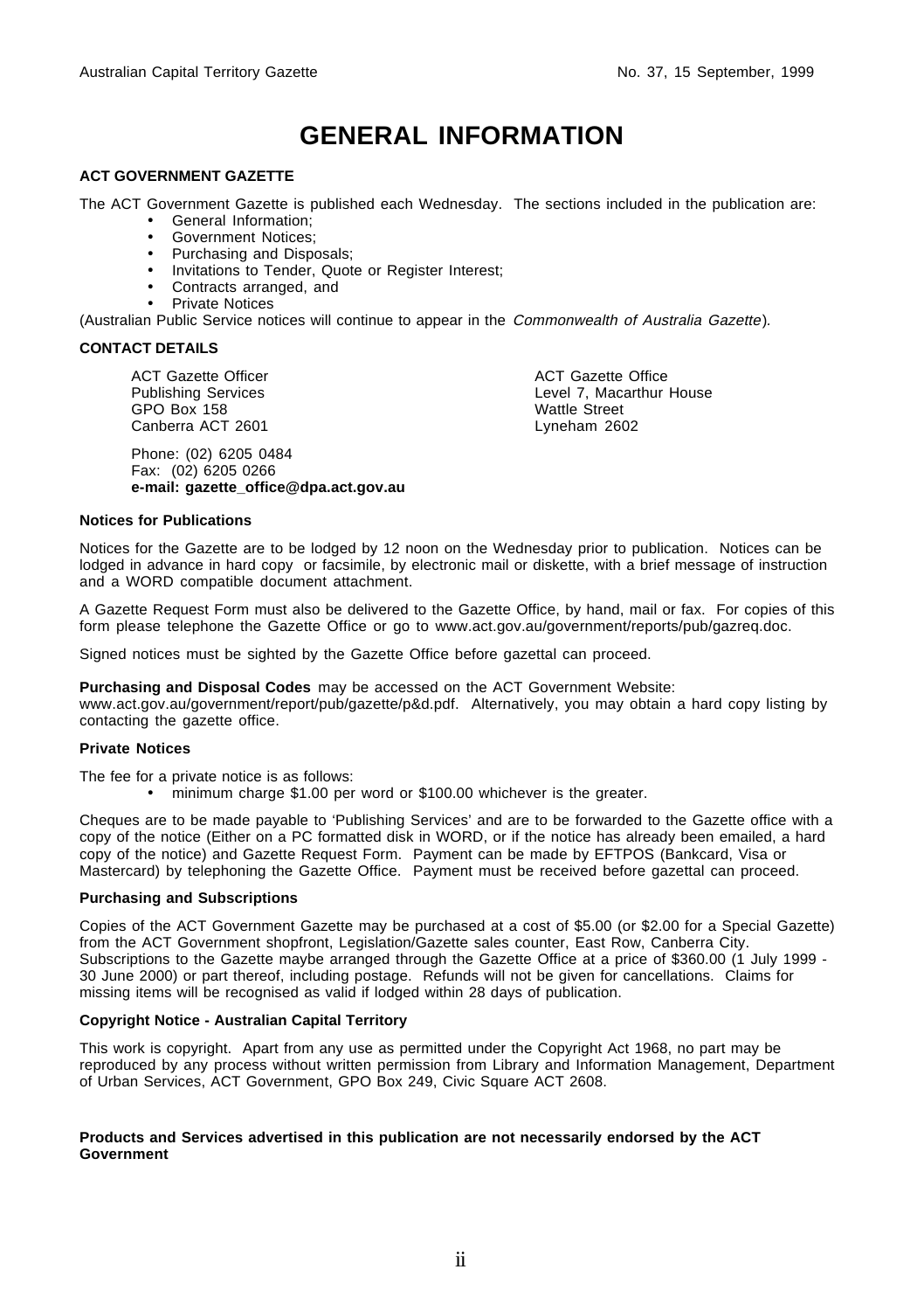# GENERAL INFORMATION

**ACT GOVERNMENT GAZETTE**

The ACT Government Gazette is published each Wednesday. The sections included in the publication are:

- General Information;
- Government Notices;
- Purchasing and Disposals;
- Invitations to Tender, Quote or Register Interest;
- Contracts arranged, and
- Private Notices

(Australian Public Service notices will continue to appear in the *Commonwealth of Australia Gazette*).

**CONTACT DETAILS**

ACT Gazette Officer
Publishing Services
GPO Box 158
Canberra ACT 2601

ACT Gazette Office
Level 7, Macarthur House
Wattle Street
Lyneham 2602

Phone: (02) 6205 0484
Fax: (02) 6205 0266
**e-mail: gazette_office@dpa.act.gov.au**

**Notices for Publications**

Notices for the Gazette are to be lodged by 12 noon on the Wednesday prior to publication. Notices can be lodged in advance in hard copy or facsimile, by electronic mail or diskette, with a brief message of instruction and a WORD compatible document attachment.

A Gazette Request Form must also be delivered to the Gazette Office, by hand, mail or fax. For copies of this form please telephone the Gazette Office or go to www.act.gov.au/government/reports/pub/gazreq.doc.

Signed notices must be sighted by the Gazette Office before gazettal can proceed.

**Purchasing and Disposal Codes** may be accessed on the ACT Government Website: www.act.gov.au/government/report/pub/gazette/p&d.pdf. Alternatively, you may obtain a hard copy listing by contacting the gazette office.

**Private Notices**

The fee for a private notice is as follows:

- minimum charge $1.00 per word or $100.00 whichever is the greater.

Cheques are to be made payable to 'Publishing Services' and are to be forwarded to the Gazette office with a copy of the notice (Either on a PC formatted disk in WORD, or if the notice has already been emailed, a hard copy of the notice) and Gazette Request Form. Payment can be made by EFTPOS (Bankcard, Visa or Mastercard) by telephoning the Gazette Office. Payment must be received before gazettal can proceed.

**Purchasing and Subscriptions**

Copies of the ACT Government Gazette may be purchased at a cost of $5.00 (or $2.00 for a Special Gazette) from the ACT Government shopfront, Legislation/Gazette sales counter, East Row, Canberra City. Subscriptions to the Gazette maybe arranged through the Gazette Office at a price of $360.00 (1 July 1999 - 30 June 2000) or part thereof, including postage. Refunds will not be given for cancellations. Claims for missing items will be recognised as valid if lodged within 28 days of publication.

**Copyright Notice - Australian Capital Territory**

This work is copyright. Apart from any use as permitted under the Copyright Act 1968, no part may be reproduced by any process without written permission from Library and Information Management, Department of Urban Services, ACT Government, GPO Box 249, Civic Square ACT 2608.

**Products and Services advertised in this publication are not necessarily endorsed by the ACT Government**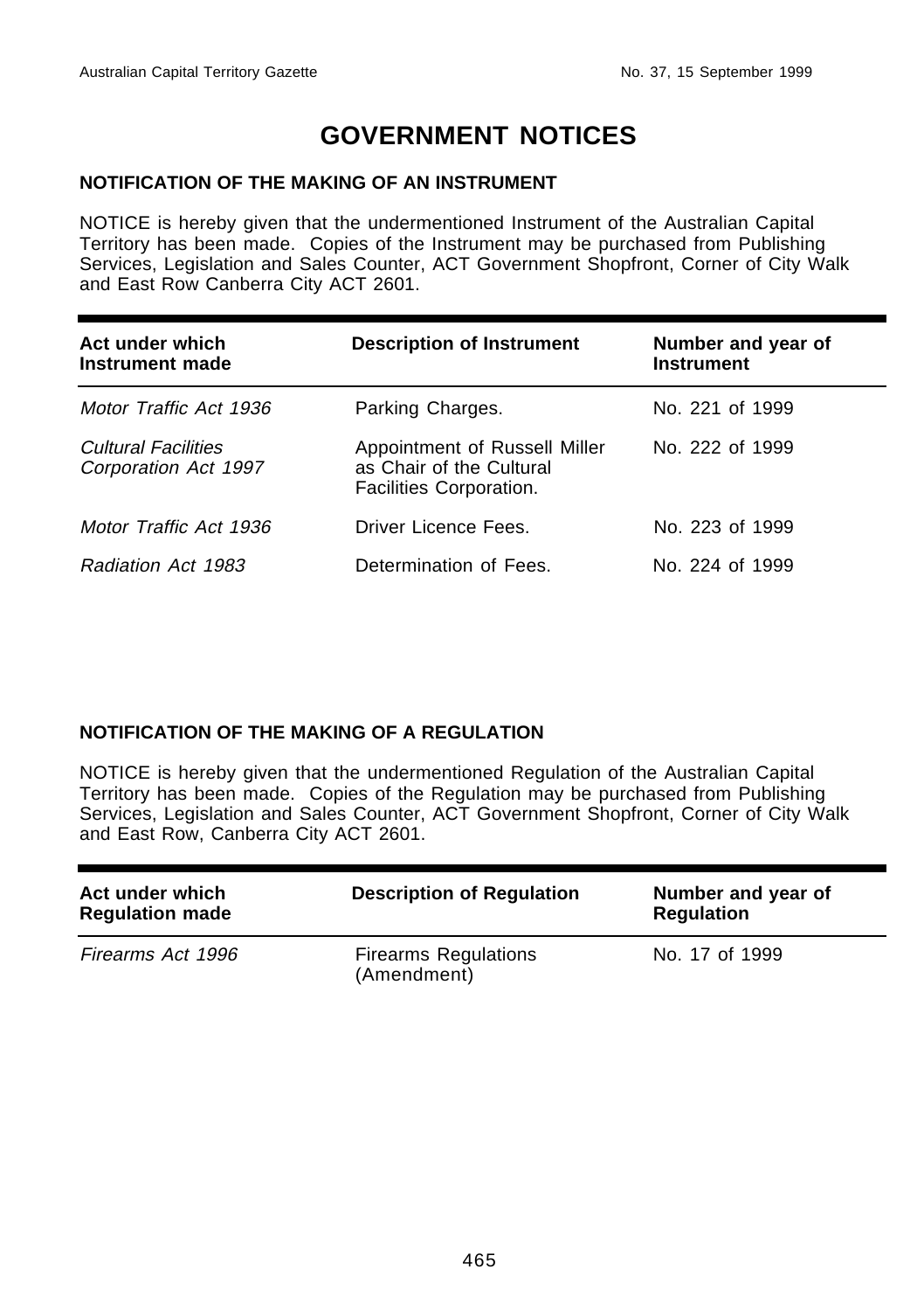# GOVERNMENT NOTICES

**NOTIFICATION OF THE MAKING OF AN INSTRUMENT**

NOTICE is hereby given that the undermentioned Instrument of the Australian Capital Territory has been made. Copies of the Instrument may be purchased from Publishing Services, Legislation and Sales Counter, ACT Government Shopfront, Corner of City Walk and East Row Canberra City ACT 2601.

| Act under which Instrument made | Description of Instrument | Number and year of Instrument |
|---|---|---|
| *Motor Traffic Act 1936* | Parking Charges. | No. 221 of 1999 |
| *Cultural Facilities Corporation Act 1997* | Appointment of Russell Miller as Chair of the Cultural Facilities Corporation. | No. 222 of 1999 |
| *Motor Traffic Act 1936* | Driver Licence Fees. | No. 223 of 1999 |
| *Radiation Act 1983* | Determination of Fees. | No. 224 of 1999 |

**NOTIFICATION OF THE MAKING OF A REGULATION**

NOTICE is hereby given that the undermentioned Regulation of the Australian Capital Territory has been made. Copies of the Regulation may be purchased from Publishing Services, Legislation and Sales Counter, ACT Government Shopfront, Corner of City Walk and East Row, Canberra City ACT 2601.

| Act under which Regulation made | Description of Regulation | Number and year of Regulation |
|---|---|---|
| *Firearms Act 1996* | Firearms Regulations (Amendment) | No. 17 of 1999 |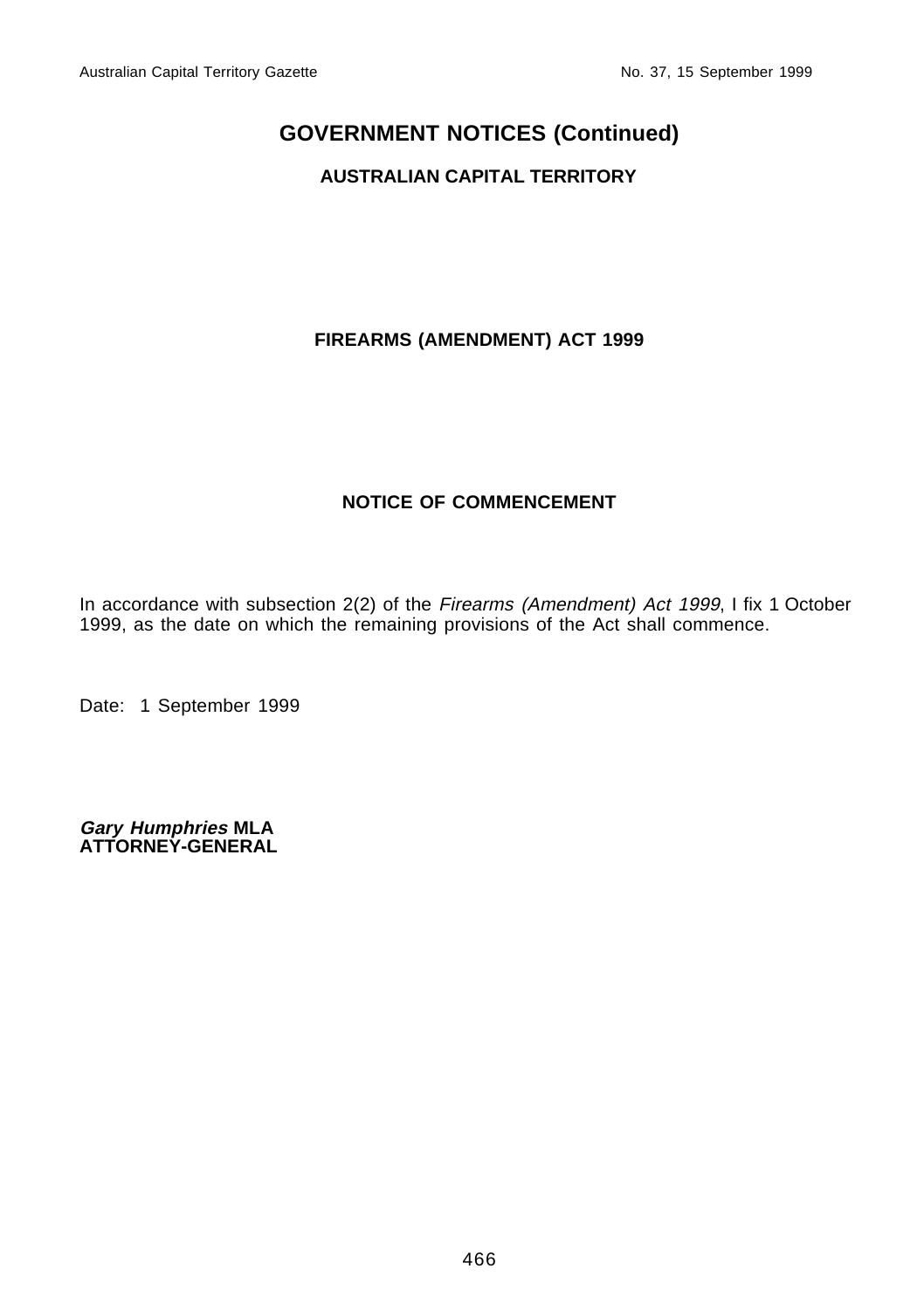# GOVERNMENT NOTICES (Continued)

## AUSTRALIAN CAPITAL TERRITORY

### FIREARMS (AMENDMENT) ACT 1999

### NOTICE OF COMMENCEMENT

In accordance with subsection 2(2) of the *Firearms (Amendment) Act 1999*, I fix 1 October 1999, as the date on which the remaining provisions of the Act shall commence.

Date: 1 September 1999

***Gary Humphries* MLA**
**ATTORNEY-GENERAL**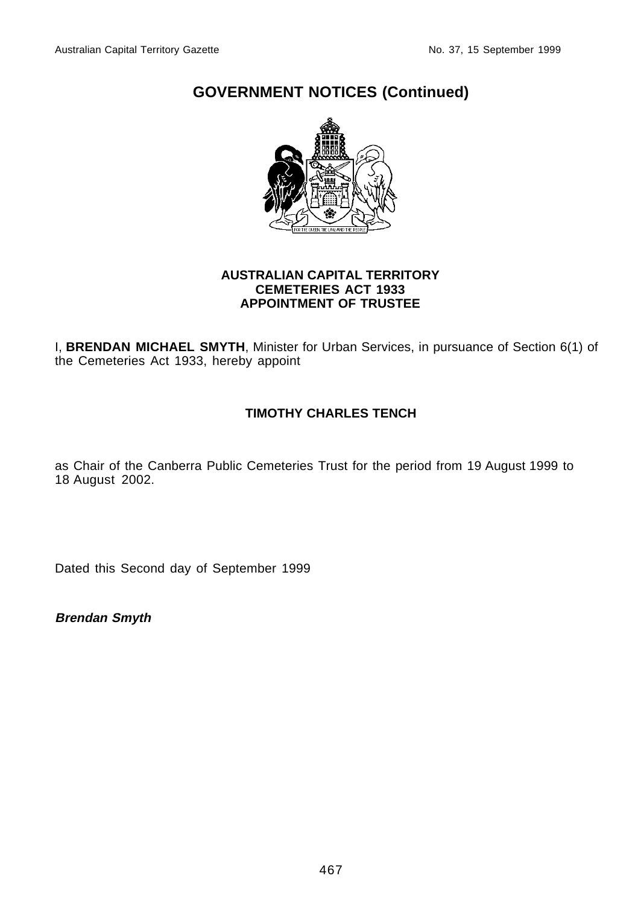## GOVERNMENT NOTICES (Continued)

**AUSTRALIAN CAPITAL TERRITORY**
**CEMETERIES ACT 1933**
**APPOINTMENT OF TRUSTEE**

I, **BRENDAN MICHAEL SMYTH**, Minister for Urban Services, in pursuance of Section 6(1) of the Cemeteries Act 1933, hereby appoint

**TIMOTHY CHARLES TENCH**

as Chair of the Canberra Public Cemeteries Trust for the period from 19 August 1999 to 18 August 2002.

Dated this Second day of September 1999

***Brendan Smyth***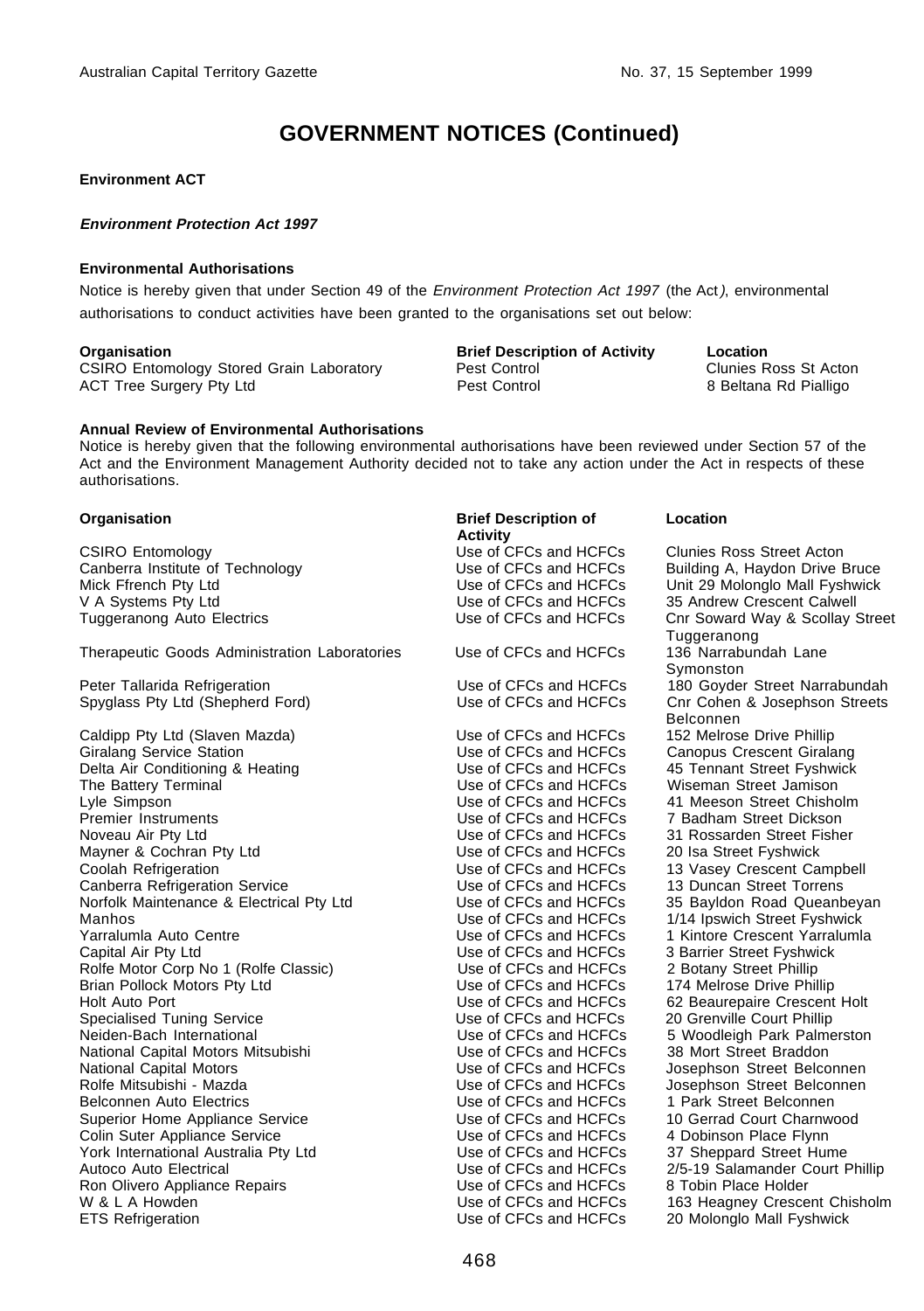# GOVERNMENT NOTICES (Continued)

**Environment ACT**

***Environment Protection Act 1997***

**Environmental Authorisations**

Notice is hereby given that under Section 49 of the *Environment Protection Act 1997* (the Act), environmental authorisations to conduct activities have been granted to the organisations set out below:

| Organisation | Brief Description of Activity | Location |
|---|---|---|
| CSIRO Entomology Stored Grain Laboratory | Pest Control | Clunies Ross St Acton |
| ACT Tree Surgery Pty Ltd | Pest Control | 8 Beltana Rd Pialligo |

**Annual Review of Environmental Authorisations**

Notice is hereby given that the following environmental authorisations have been reviewed under Section 57 of the Act and the Environment Management Authority decided not to take any action under the Act in respects of these authorisations.

| Organisation | Brief Description of Activity | Location |
|---|---|---|
| CSIRO Entomology | Use of CFCs and HCFCs | Clunies Ross Street Acton |
| Canberra Institute of Technology | Use of CFCs and HCFCs | Building A, Haydon Drive Bruce |
| Mick Ffrench Pty Ltd | Use of CFCs and HCFCs | Unit 29 Molonglo Mall Fyshwick |
| V A Systems Pty Ltd | Use of CFCs and HCFCs | 35 Andrew Crescent Calwell |
| Tuggeranong Auto Electrics | Use of CFCs and HCFCs | Cnr Soward Way & Scollay Street Tuggeranong |
| Therapeutic Goods Administration Laboratories | Use of CFCs and HCFCs | 136 Narrabundah Lane Symonston |
| Peter Tallarida Refrigeration | Use of CFCs and HCFCs | 180 Goyder Street Narrabundah |
| Spyglass Pty Ltd (Shepherd Ford) | Use of CFCs and HCFCs | Cnr Cohen & Josephson Streets Belconnen |
| Caldipp Pty Ltd (Slaven Mazda) | Use of CFCs and HCFCs | 152 Melrose Drive Phillip |
| Giralang Service Station | Use of CFCs and HCFCs | Canopus Crescent Giralang |
| Delta Air Conditioning & Heating | Use of CFCs and HCFCs | 45 Tennant Street Fyshwick |
| The Battery Terminal | Use of CFCs and HCFCs | Wiseman Street Jamison |
| Lyle Simpson | Use of CFCs and HCFCs | 41 Meeson Street Chisholm |
| Premier Instruments | Use of CFCs and HCFCs | 7 Badham Street Dickson |
| Noveau Air Pty Ltd | Use of CFCs and HCFCs | 31 Rossarden Street Fisher |
| Mayner & Cochran Pty Ltd | Use of CFCs and HCFCs | 20 Isa Street Fyshwick |
| Coolah Refrigeration | Use of CFCs and HCFCs | 13 Vasey Crescent Campbell |
| Canberra Refrigeration Service | Use of CFCs and HCFCs | 13 Duncan Street Torrens |
| Norfolk Maintenance & Electrical Pty Ltd | Use of CFCs and HCFCs | 35 Bayldon Road Queanbeyan |
| Manhos | Use of CFCs and HCFCs | 1/14 Ipswich Street Fyshwick |
| Yarralumla Auto Centre | Use of CFCs and HCFCs | 1 Kintore Crescent Yarralumla |
| Capital Air Pty Ltd | Use of CFCs and HCFCs | 3 Barrier Street Fyshwick |
| Rolfe Motor Corp No 1 (Rolfe Classic) | Use of CFCs and HCFCs | 2 Botany Street Phillip |
| Brian Pollock Motors Pty Ltd | Use of CFCs and HCFCs | 174 Melrose Drive Phillip |
| Holt Auto Port | Use of CFCs and HCFCs | 62 Beaurepaire Crescent Holt |
| Specialised Tuning Service | Use of CFCs and HCFCs | 20 Grenville Court Phillip |
| Neiden-Bach International | Use of CFCs and HCFCs | 5 Woodleigh Park Palmerston |
| National Capital Motors Mitsubishi | Use of CFCs and HCFCs | 38 Mort Street Braddon |
| National Capital Motors | Use of CFCs and HCFCs | Josephson Street Belconnen |
| Rolfe Mitsubishi - Mazda | Use of CFCs and HCFCs | Josephson Street Belconnen |
| Belconnen Auto Electrics | Use of CFCs and HCFCs | 1 Park Street Belconnen |
| Superior Home Appliance Service | Use of CFCs and HCFCs | 10 Gerrad Court Charnwood |
| Colin Suter Appliance Service | Use of CFCs and HCFCs | 4 Dobinson Place Flynn |
| York International Australia Pty Ltd | Use of CFCs and HCFCs | 37 Sheppard Street Hume |
| Autoco Auto Electrical | Use of CFCs and HCFCs | 2/5-19 Salamander Court Phillip |
| Ron Olivero Appliance Repairs | Use of CFCs and HCFCs | 8 Tobin Place Holder |
| W & L A Howden | Use of CFCs and HCFCs | 163 Heagney Crescent Chisholm |
| ETS Refrigeration | Use of CFCs and HCFCs | 20 Molonglo Mall Fyshwick |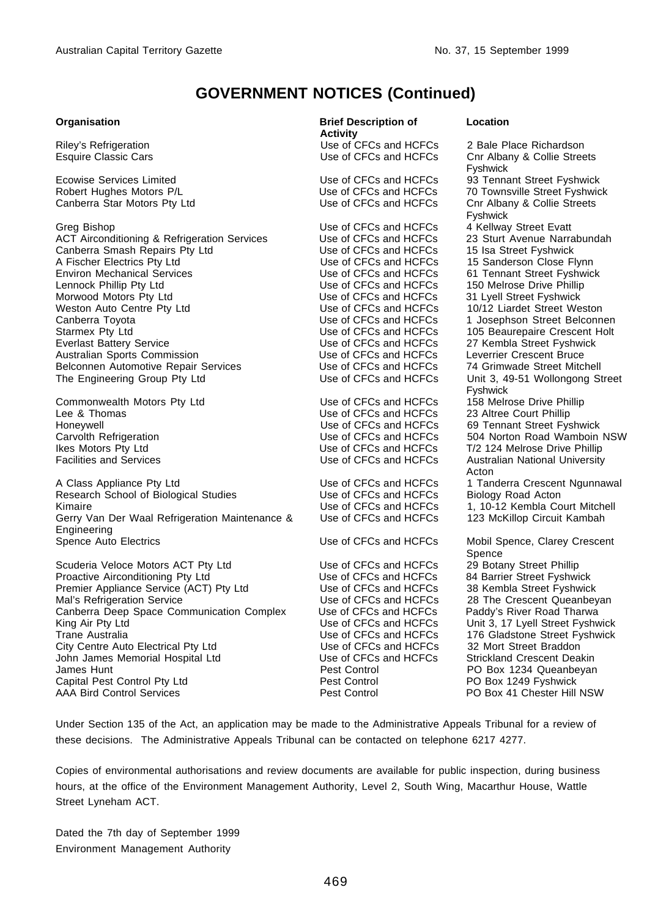# GOVERNMENT NOTICES (Continued)

| Organisation | Brief Description of Activity | Location |
|---|---|---|
| Riley's Refrigeration | Use of CFCs and HCFCs | 2 Bale Place Richardson |
| Esquire Classic Cars | Use of CFCs and HCFCs | Cnr Albany & Collie Streets Fyshwick |
| Ecowise Services Limited | Use of CFCs and HCFCs | 93 Tennant Street Fyshwick |
| Robert Hughes Motors P/L | Use of CFCs and HCFCs | 70 Townsville Street Fyshwick |
| Canberra Star Motors Pty Ltd | Use of CFCs and HCFCs | Cnr Albany & Collie Streets Fyshwick |
| Greg Bishop | Use of CFCs and HCFCs | 4 Kellway Street Evatt |
| ACT Airconditioning & Refrigeration Services | Use of CFCs and HCFCs | 23 Sturt Avenue Narrabundah |
| Canberra Smash Repairs Pty Ltd | Use of CFCs and HCFCs | 15 Isa Street Fyshwick |
| A Fischer Electrics Pty Ltd | Use of CFCs and HCFCs | 15 Sanderson Close Flynn |
| Environ Mechanical Services | Use of CFCs and HCFCs | 61 Tennant Street Fyshwick |
| Lennock Phillip Pty Ltd | Use of CFCs and HCFCs | 150 Melrose Drive Phillip |
| Morwood Motors Pty Ltd | Use of CFCs and HCFCs | 31 Lyell Street Fyshwick |
| Weston Auto Centre Pty Ltd | Use of CFCs and HCFCs | 10/12 Liardet Street Weston |
| Canberra Toyota | Use of CFCs and HCFCs | 1 Josephson Street Belconnen |
| Starmex Pty Ltd | Use of CFCs and HCFCs | 105 Beaurepaire Crescent Holt |
| Everlast Battery Service | Use of CFCs and HCFCs | 27 Kembla Street Fyshwick |
| Australian Sports Commission | Use of CFCs and HCFCs | Leverrier Crescent Bruce |
| Belconnen Automotive Repair Services | Use of CFCs and HCFCs | 74 Grimwade Street Mitchell |
| The Engineering Group Pty Ltd | Use of CFCs and HCFCs | Unit 3, 49-51 Wollongong Street Fyshwick |
| Commonwealth Motors Pty Ltd | Use of CFCs and HCFCs | 158 Melrose Drive Phillip |
| Lee & Thomas | Use of CFCs and HCFCs | 23 Altree Court Phillip |
| Honeywell | Use of CFCs and HCFCs | 69 Tennant Street Fyshwick |
| Carvolth Refrigeration | Use of CFCs and HCFCs | 504 Norton Road Wamboin NSW |
| Ikes Motors Pty Ltd | Use of CFCs and HCFCs | T/2 124 Melrose Drive Phillip |
| Facilities and Services | Use of CFCs and HCFCs | Australian National University Acton |
| A Class Appliance Pty Ltd | Use of CFCs and HCFCs | 1 Tanderra Crescent Ngunnawal |
| Research School of Biological Studies | Use of CFCs and HCFCs | Biology Road Acton |
| Kimaire | Use of CFCs and HCFCs | 1, 10-12 Kembla Court Mitchell |
| Gerry Van Der Waal Refrigeration Maintenance & Engineering | Use of CFCs and HCFCs | 123 McKillop Circuit Kambah |
| Spence Auto Electrics | Use of CFCs and HCFCs | Mobil Spence, Clarey Crescent Spence |
| Scuderia Veloce Motors ACT Pty Ltd | Use of CFCs and HCFCs | 29 Botany Street Phillip |
| Proactive Airconditioning Pty Ltd | Use of CFCs and HCFCs | 84 Barrier Street Fyshwick |
| Premier Appliance Service (ACT) Pty Ltd | Use of CFCs and HCFCs | 38 Kembla Street Fyshwick |
| Mal's Refrigeration Service | Use of CFCs and HCFCs | 28 The Crescent Queanbeyan |
| Canberra Deep Space Communication Complex | Use of CFCs and HCFCs | Paddy's River Road Tharwa |
| King Air Pty Ltd | Use of CFCs and HCFCs | Unit 3, 17 Lyell Street Fyshwick |
| Trane Australia | Use of CFCs and HCFCs | 176 Gladstone Street Fyshwick |
| City Centre Auto Electrical Pty Ltd | Use of CFCs and HCFCs | 32 Mort Street Braddon |
| John James Memorial Hospital Ltd | Use of CFCs and HCFCs | Strickland Crescent Deakin |
| James Hunt | Pest Control | PO Box 1234 Queanbeyan |
| Capital Pest Control Pty Ltd | Pest Control | PO Box 1249 Fyshwick |
| AAA Bird Control Services | Pest Control | PO Box 41 Chester Hill NSW |

Under Section 135 of the Act, an application may be made to the Administrative Appeals Tribunal for a review of these decisions. The Administrative Appeals Tribunal can be contacted on telephone 6217 4277.

Copies of environmental authorisations and review documents are available for public inspection, during business hours, at the office of the Environment Management Authority, Level 2, South Wing, Macarthur House, Wattle Street Lyneham ACT.

Dated the 7th day of September 1999
Environment Management Authority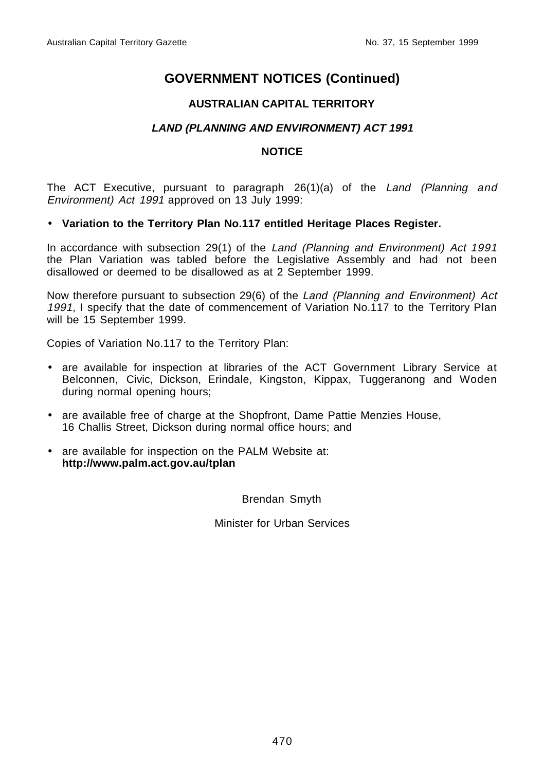# GOVERNMENT NOTICES (Continued)

## AUSTRALIAN CAPITAL TERRITORY

### *LAND (PLANNING AND ENVIRONMENT) ACT 1991*

### NOTICE

The ACT Executive, pursuant to paragraph 26(1)(a) of the *Land (Planning and Environment) Act 1991* approved on 13 July 1999:

- **Variation to the Territory Plan No.117 entitled Heritage Places Register.**

In accordance with subsection 29(1) of the *Land (Planning and Environment) Act 1991* the Plan Variation was tabled before the Legislative Assembly and had not been disallowed or deemed to be disallowed as at 2 September 1999.

Now therefore pursuant to subsection 29(6) of the *Land (Planning and Environment) Act 1991*, I specify that the date of commencement of Variation No.117 to the Territory Plan will be 15 September 1999.

Copies of Variation No.117 to the Territory Plan:

- are available for inspection at libraries of the ACT Government Library Service at Belconnen, Civic, Dickson, Erindale, Kingston, Kippax, Tuggeranong and Woden during normal opening hours;
- are available free of charge at the Shopfront, Dame Pattie Menzies House, 16 Challis Street, Dickson during normal office hours; and
- are available for inspection on the PALM Website at: **http://www.palm.act.gov.au/tplan**

Brendan Smyth

Minister for Urban Services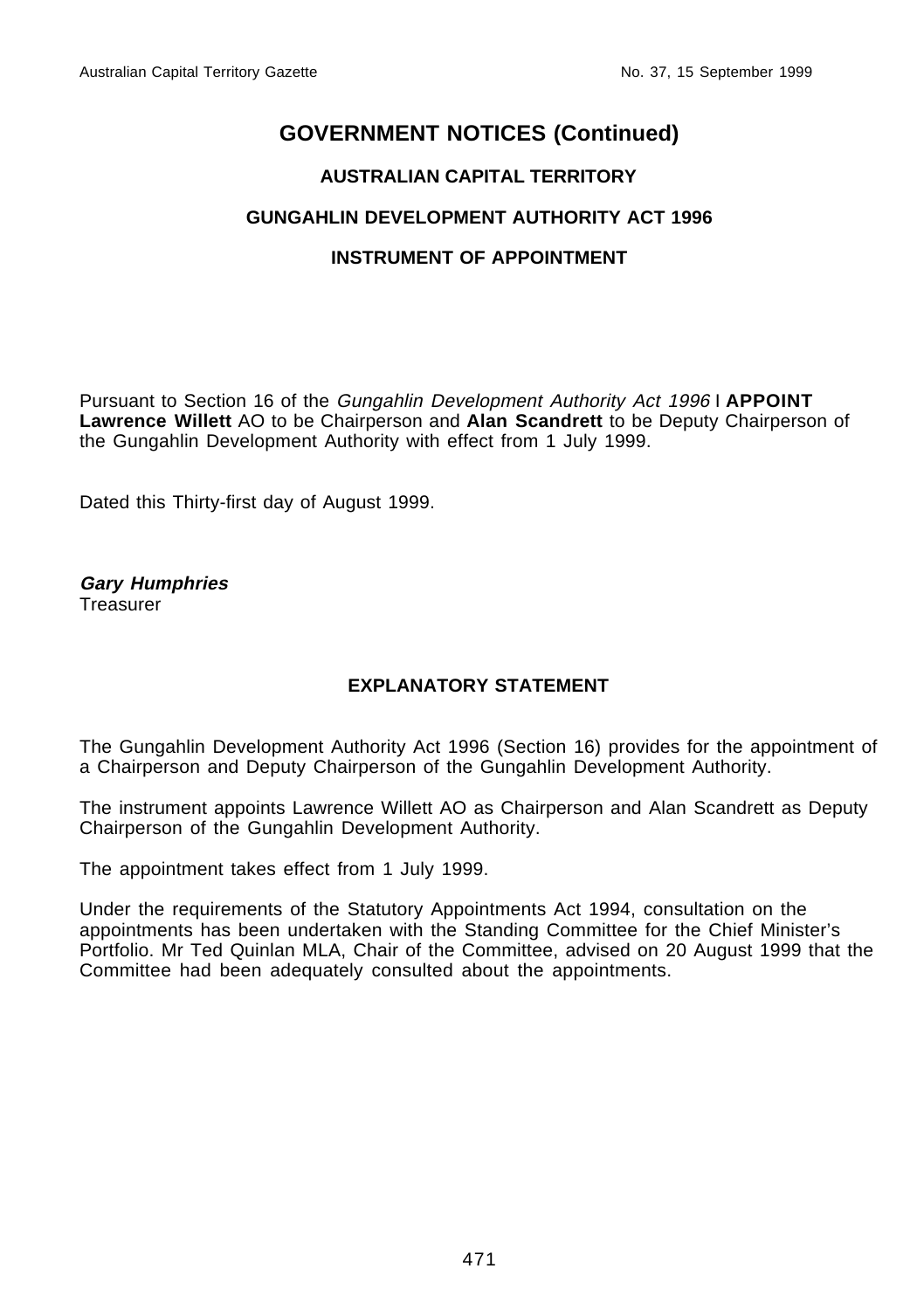# GOVERNMENT NOTICES (Continued)

## AUSTRALIAN CAPITAL TERRITORY

## GUNGAHLIN DEVELOPMENT AUTHORITY ACT 1996

## INSTRUMENT OF APPOINTMENT

Pursuant to Section 16 of the *Gungahlin Development Authority Act 1996* I **APPOINT Lawrence Willett** AO to be Chairperson and **Alan Scandrett** to be Deputy Chairperson of the Gungahlin Development Authority with effect from 1 July 1999.

Dated this Thirty-first day of August 1999.

***Gary Humphries***
Treasurer

## EXPLANATORY STATEMENT

The Gungahlin Development Authority Act 1996 (Section 16) provides for the appointment of a Chairperson and Deputy Chairperson of the Gungahlin Development Authority.

The instrument appoints Lawrence Willett AO as Chairperson and Alan Scandrett as Deputy Chairperson of the Gungahlin Development Authority.

The appointment takes effect from 1 July 1999.

Under the requirements of the Statutory Appointments Act 1994, consultation on the appointments has been undertaken with the Standing Committee for the Chief Minister's Portfolio. Mr Ted Quinlan MLA, Chair of the Committee, advised on 20 August 1999 that the Committee had been adequately consulted about the appointments.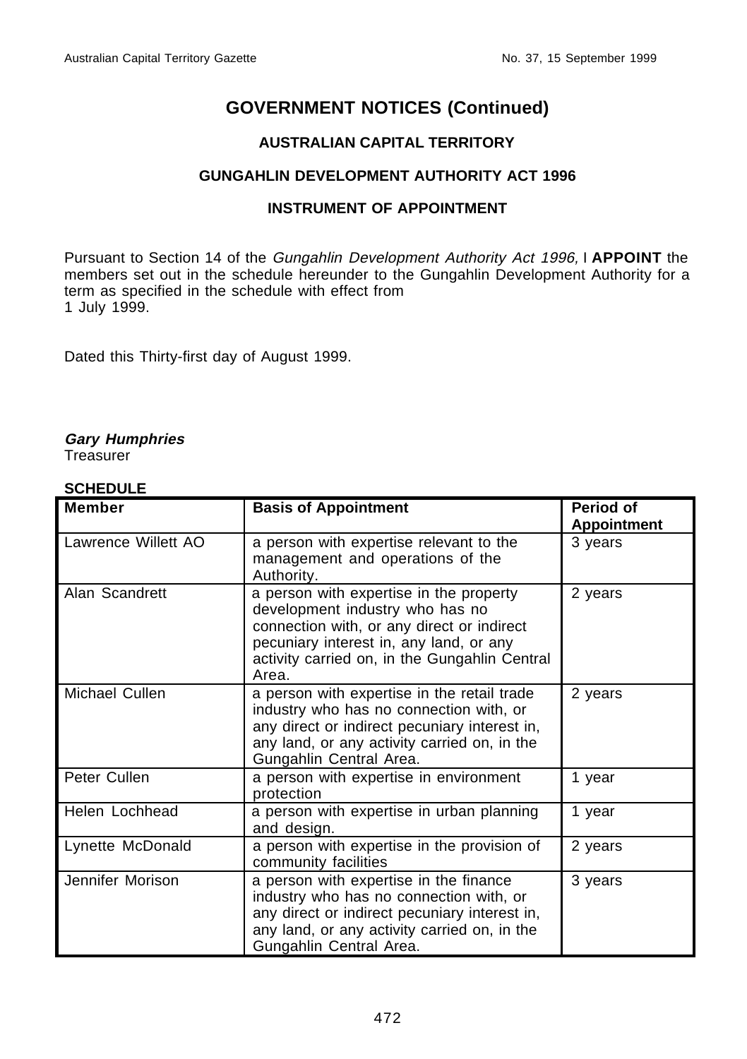# GOVERNMENT NOTICES (Continued)

## AUSTRALIAN CAPITAL TERRITORY

## GUNGAHLIN DEVELOPMENT AUTHORITY ACT 1996

## INSTRUMENT OF APPOINTMENT

Pursuant to Section 14 of the *Gungahlin Development Authority Act 1996,* I **APPOINT** the members set out in the schedule hereunder to the Gungahlin Development Authority for a term as specified in the schedule with effect from
1 July 1999.

Dated this Thirty-first day of August 1999.

***Gary Humphries***
Treasurer

**SCHEDULE**

| Member | Basis of Appointment | Period of Appointment |
|---|---|---|
| Lawrence Willett AO | a person with expertise relevant to the management and operations of the Authority. | 3 years |
| Alan Scandrett | a person with expertise in the property development industry who has no connection with, or any direct or indirect pecuniary interest in, any land, or any activity carried on, in the Gungahlin Central Area. | 2 years |
| Michael Cullen | a person with expertise in the retail trade industry who has no connection with, or any direct or indirect pecuniary interest in, any land, or any activity carried on, in the Gungahlin Central Area. | 2 years |
| Peter Cullen | a person with expertise in environment protection | 1 year |
| Helen Lochhead | a person with expertise in urban planning and design. | 1 year |
| Lynette McDonald | a person with expertise in the provision of community facilities | 2 years |
| Jennifer Morison | a person with expertise in the finance industry who has no connection with, or any direct or indirect pecuniary interest in, any land, or any activity carried on, in the Gungahlin Central Area. | 3 years |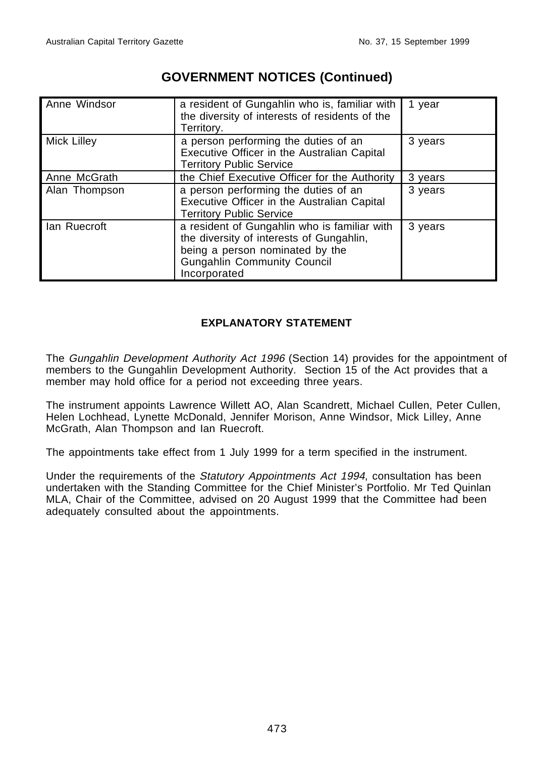## GOVERNMENT NOTICES (Continued)

| | | |
|---|---|---|
| Anne Windsor | a resident of Gungahlin who is, familiar with the diversity of interests of residents of the Territory. | 1 year |
| Mick Lilley | a person performing the duties of an Executive Officer in the Australian Capital Territory Public Service | 3 years |
| Anne McGrath | the Chief Executive Officer for the Authority | 3 years |
| Alan Thompson | a person performing the duties of an Executive Officer in the Australian Capital Territory Public Service | 3 years |
| Ian Ruecroft | a resident of Gungahlin who is familiar with the diversity of interests of Gungahlin, being a person nominated by the Gungahlin Community Council Incorporated | 3 years |

### EXPLANATORY STATEMENT

The *Gungahlin Development Authority Act 1996* (Section 14) provides for the appointment of members to the Gungahlin Development Authority. Section 15 of the Act provides that a member may hold office for a period not exceeding three years.

The instrument appoints Lawrence Willett AO, Alan Scandrett, Michael Cullen, Peter Cullen, Helen Lochhead, Lynette McDonald, Jennifer Morison, Anne Windsor, Mick Lilley, Anne McGrath, Alan Thompson and Ian Ruecroft.

The appointments take effect from 1 July 1999 for a term specified in the instrument.

Under the requirements of the *Statutory Appointments Act 1994*, consultation has been undertaken with the Standing Committee for the Chief Minister's Portfolio. Mr Ted Quinlan MLA, Chair of the Committee, advised on 20 August 1999 that the Committee had been adequately consulted about the appointments.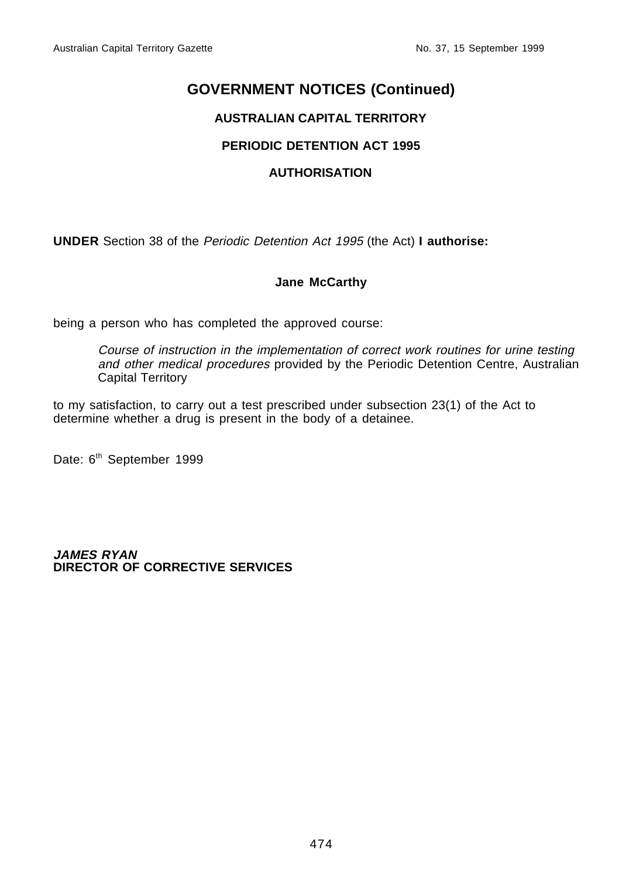# GOVERNMENT NOTICES (Continued)

## AUSTRALIAN CAPITAL TERRITORY

## PERIODIC DETENTION ACT 1995

## AUTHORISATION

**UNDER** Section 38 of the *Periodic Detention Act 1995* (the Act) **I authorise:**

**Jane McCarthy**

being a person who has completed the approved course:

> *Course of instruction in the implementation of correct work routines for urine testing and other medical procedures* provided by the Periodic Detention Centre, Australian Capital Territory

to my satisfaction, to carry out a test prescribed under subsection 23(1) of the Act to determine whether a drug is present in the body of a detainee.

Date: 6th September 1999

***JAMES RYAN***
**DIRECTOR OF CORRECTIVE SERVICES**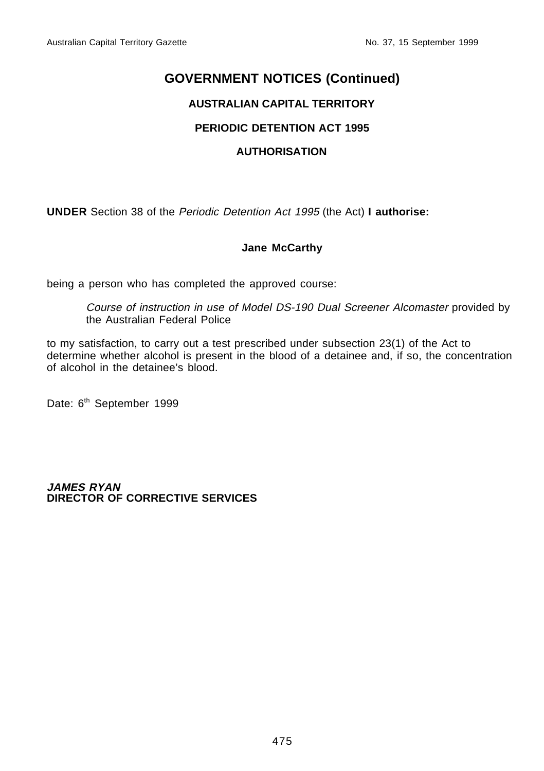# GOVERNMENT NOTICES (Continued)

## AUSTRALIAN CAPITAL TERRITORY

## PERIODIC DETENTION ACT 1995

## AUTHORISATION

**UNDER** Section 38 of the *Periodic Detention Act 1995* (the Act) **I authorise:**

**Jane McCarthy**

being a person who has completed the approved course:

> *Course of instruction in use of Model DS-190 Dual Screener Alcomaster* provided by the Australian Federal Police

to my satisfaction, to carry out a test prescribed under subsection 23(1) of the Act to determine whether alcohol is present in the blood of a detainee and, if so, the concentration of alcohol in the detainee's blood.

Date: 6th September 1999

***JAMES RYAN***
**DIRECTOR OF CORRECTIVE SERVICES**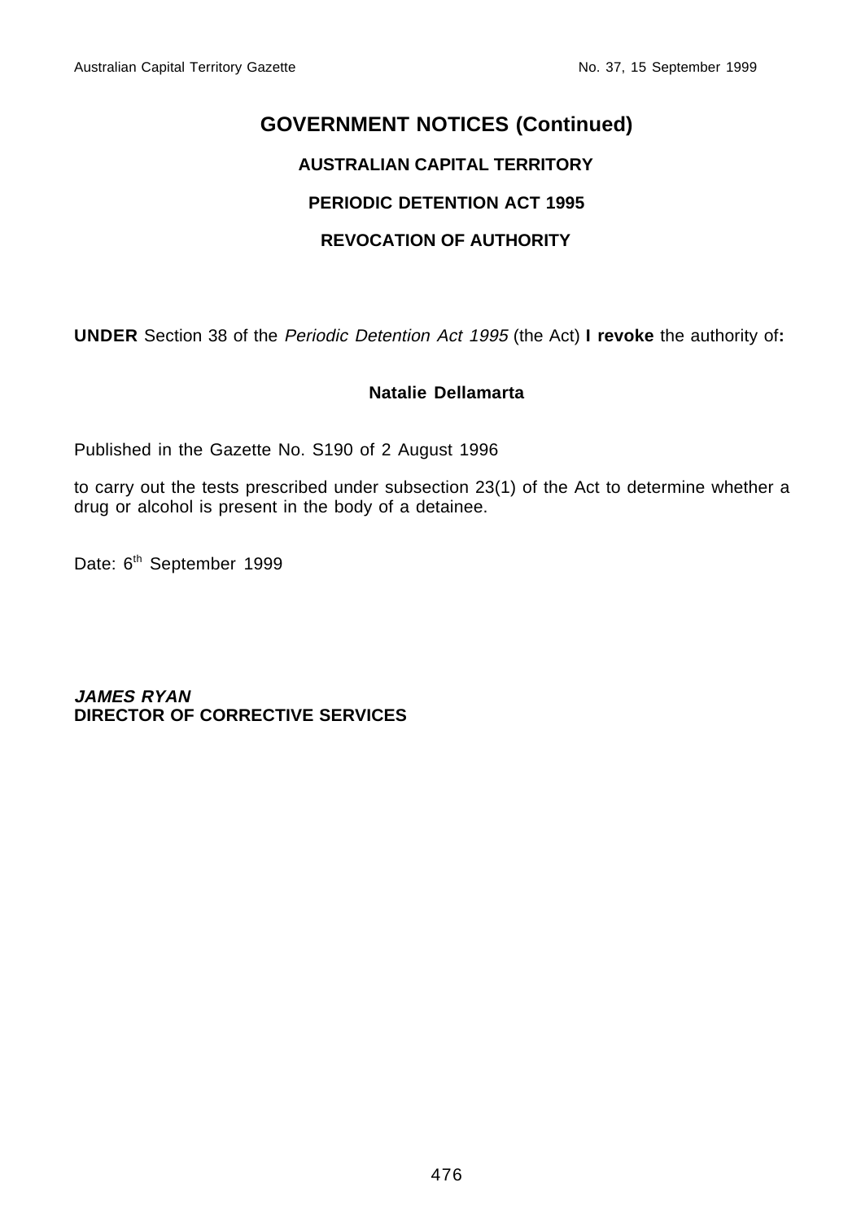# GOVERNMENT NOTICES (Continued)

## AUSTRALIAN CAPITAL TERRITORY

## PERIODIC DETENTION ACT 1995

## REVOCATION OF AUTHORITY

**UNDER** Section 38 of the *Periodic Detention Act 1995* (the Act) **I revoke** the authority of**:**

**Natalie Dellamarta**

Published in the Gazette No. S190 of 2 August 1996

to carry out the tests prescribed under subsection 23(1) of the Act to determine whether a drug or alcohol is present in the body of a detainee.

Date: 6th September 1999

***JAMES RYAN***
**DIRECTOR OF CORRECTIVE SERVICES**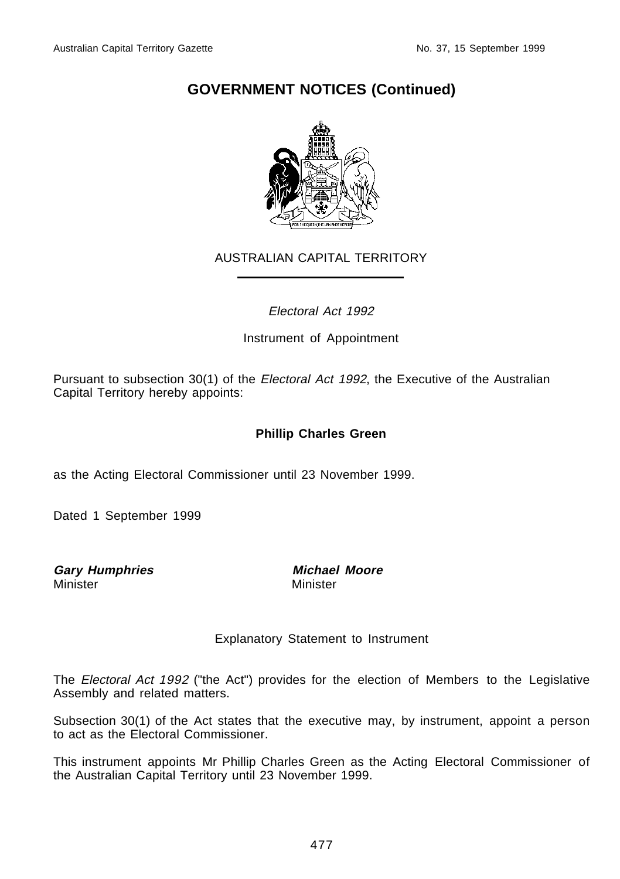# GOVERNMENT NOTICES (Continued)

AUSTRALIAN CAPITAL TERRITORY

*Electoral Act 1992*

Instrument of Appointment

Pursuant to subsection 30(1) of the *Electoral Act 1992*, the Executive of the Australian Capital Territory hereby appoints:

**Phillip Charles Green**

as the Acting Electoral Commissioner until 23 November 1999.

Dated 1 September 1999

***Gary Humphries***
Minister

***Michael Moore***
Minister

Explanatory Statement to Instrument

The *Electoral Act 1992* ("the Act") provides for the election of Members to the Legislative Assembly and related matters.

Subsection 30(1) of the Act states that the executive may, by instrument, appoint a person to act as the Electoral Commissioner.

This instrument appoints Mr Phillip Charles Green as the Acting Electoral Commissioner of the Australian Capital Territory until 23 November 1999.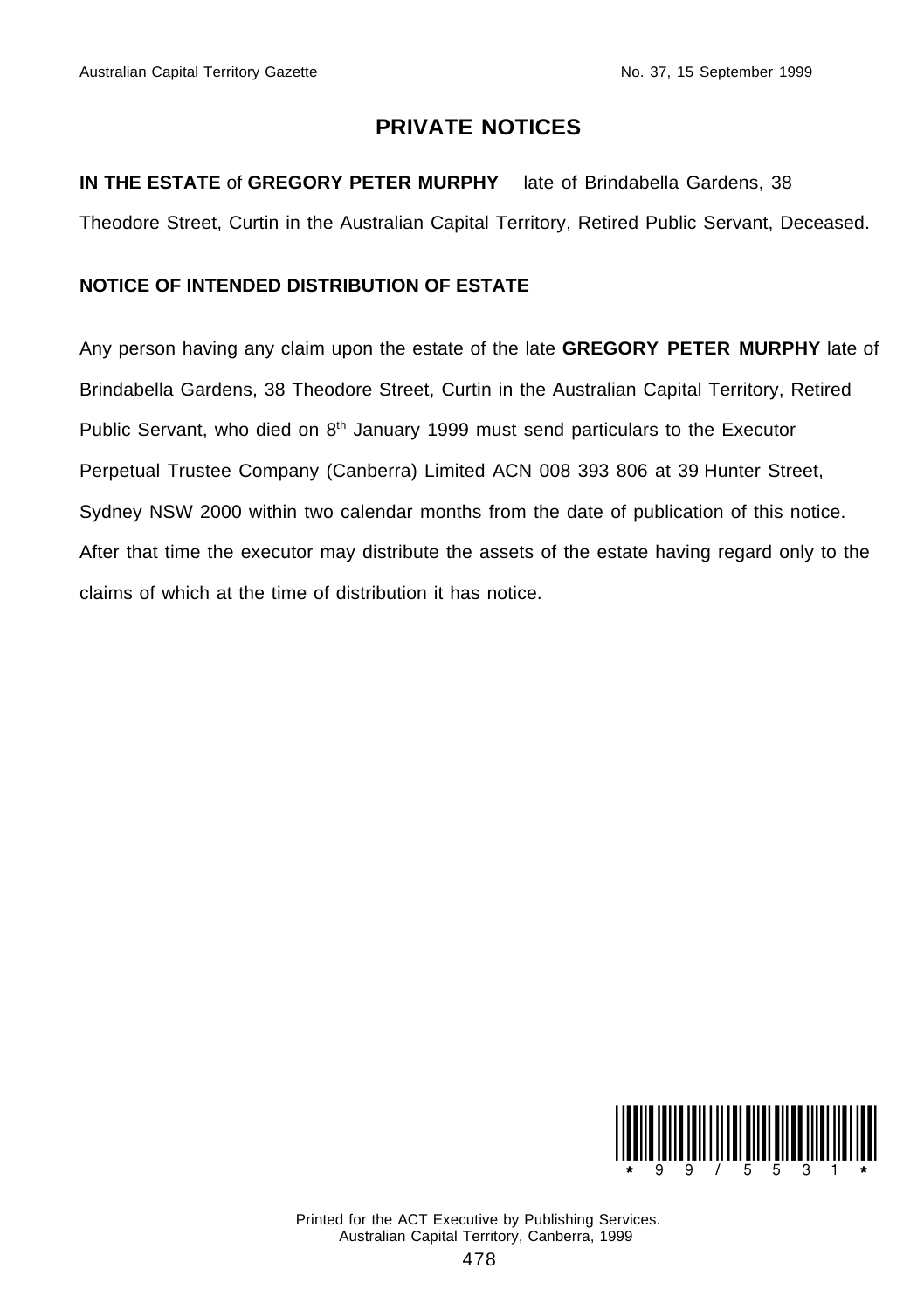# PRIVATE NOTICES

**IN THE ESTATE** of **GREGORY PETER MURPHY** late of Brindabella Gardens, 38 Theodore Street, Curtin in the Australian Capital Territory, Retired Public Servant, Deceased.

**NOTICE OF INTENDED DISTRIBUTION OF ESTATE**

Any person having any claim upon the estate of the late **GREGORY PETER MURPHY** late of Brindabella Gardens, 38 Theodore Street, Curtin in the Australian Capital Territory, Retired Public Servant, who died on 8th January 1999 must send particulars to the Executor Perpetual Trustee Company (Canberra) Limited ACN 008 393 806 at 39 Hunter Street, Sydney NSW 2000 within two calendar months from the date of publication of this notice. After that time the executor may distribute the assets of the estate having regard only to the claims of which at the time of distribution it has notice.

\* 9 9 / 5 5 3 1 \*

Printed for the ACT Executive by Publishing Services.
Australian Capital Territory, Canberra, 1999